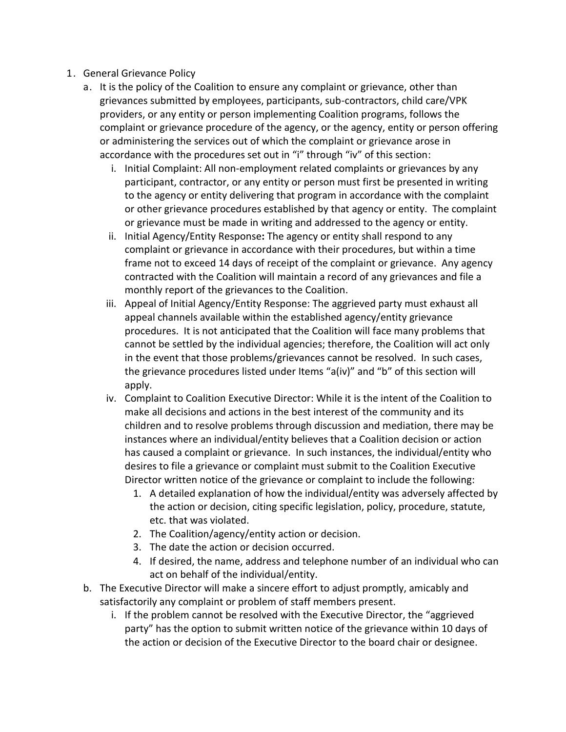1. General Grievance Policy
   a. It is the policy of the Coalition to ensure any complaint or grievance, other than grievances submitted by employees, participants, sub-contractors, child care/VPK providers, or any entity or person implementing Coalition programs, follows the complaint or grievance procedure of the agency, or the agency, entity or person offering or administering the services out of which the complaint or grievance arose in accordance with the procedures set out in “i” through “iv” of this section:
      i. Initial Complaint: All non-employment related complaints or grievances by any participant, contractor, or any entity or person must first be presented in writing to the agency or entity delivering that program in accordance with the complaint or other grievance procedures established by that agency or entity. The complaint or grievance must be made in writing and addressed to the agency or entity.
      ii. Initial Agency/Entity Response**:** The agency or entity shall respond to any complaint or grievance in accordance with their procedures, but within a time frame not to exceed 14 days of receipt of the complaint or grievance. Any agency contracted with the Coalition will maintain a record of any grievances and file a monthly report of the grievances to the Coalition.
      iii. Appeal of Initial Agency/Entity Response: The aggrieved party must exhaust all appeal channels available within the established agency/entity grievance procedures. It is not anticipated that the Coalition will face many problems that cannot be settled by the individual agencies; therefore, the Coalition will act only in the event that those problems/grievances cannot be resolved. In such cases, the grievance procedures listed under Items “a(iv)” and “b” of this section will apply.
      iv. Complaint to Coalition Executive Director: While it is the intent of the Coalition to make all decisions and actions in the best interest of the community and its children and to resolve problems through discussion and mediation, there may be instances where an individual/entity believes that a Coalition decision or action has caused a complaint or grievance. In such instances, the individual/entity who desires to file a grievance or complaint must submit to the Coalition Executive Director written notice of the grievance or complaint to include the following:
         1. A detailed explanation of how the individual/entity was adversely affected by the action or decision, citing specific legislation, policy, procedure, statute, etc. that was violated.
         2. The Coalition/agency/entity action or decision.
         3. The date the action or decision occurred.
         4. If desired, the name, address and telephone number of an individual who can act on behalf of the individual/entity.
   b. The Executive Director will make a sincere effort to adjust promptly, amicably and satisfactorily any complaint or problem of staff members present.
      i. If the problem cannot be resolved with the Executive Director, the “aggrieved party” has the option to submit written notice of the grievance within 10 days of the action or decision of the Executive Director to the board chair or designee.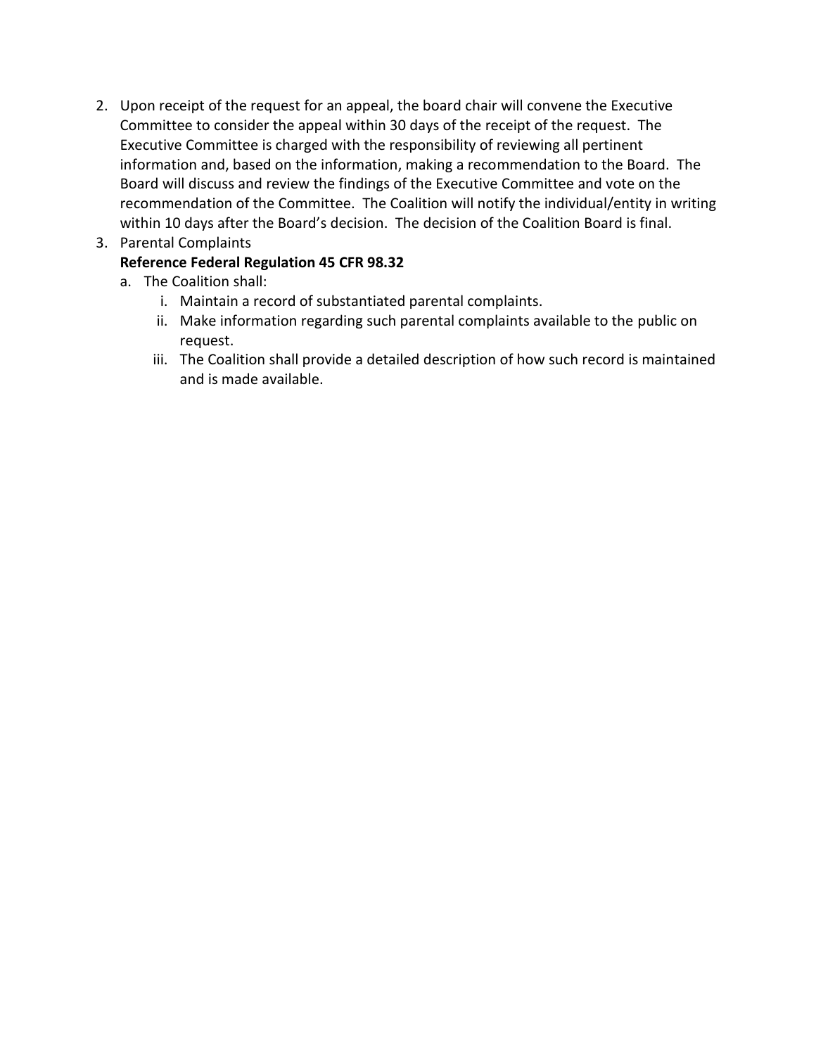2. Upon receipt of the request for an appeal, the board chair will convene the Executive Committee to consider the appeal within 30 days of the receipt of the request. The Executive Committee is charged with the responsibility of reviewing all pertinent information and, based on the information, making a recommendation to the Board. The Board will discuss and review the findings of the Executive Committee and vote on the recommendation of the Committee. The Coalition will notify the individual/entity in writing within 10 days after the Board's decision. The decision of the Coalition Board is final.
3. Parental Complaints
   **Reference Federal Regulation 45 CFR 98.32**
   a. The Coalition shall:
      i. Maintain a record of substantiated parental complaints.
      ii. Make information regarding such parental complaints available to the public on request.
      iii. The Coalition shall provide a detailed description of how such record is maintained and is made available.